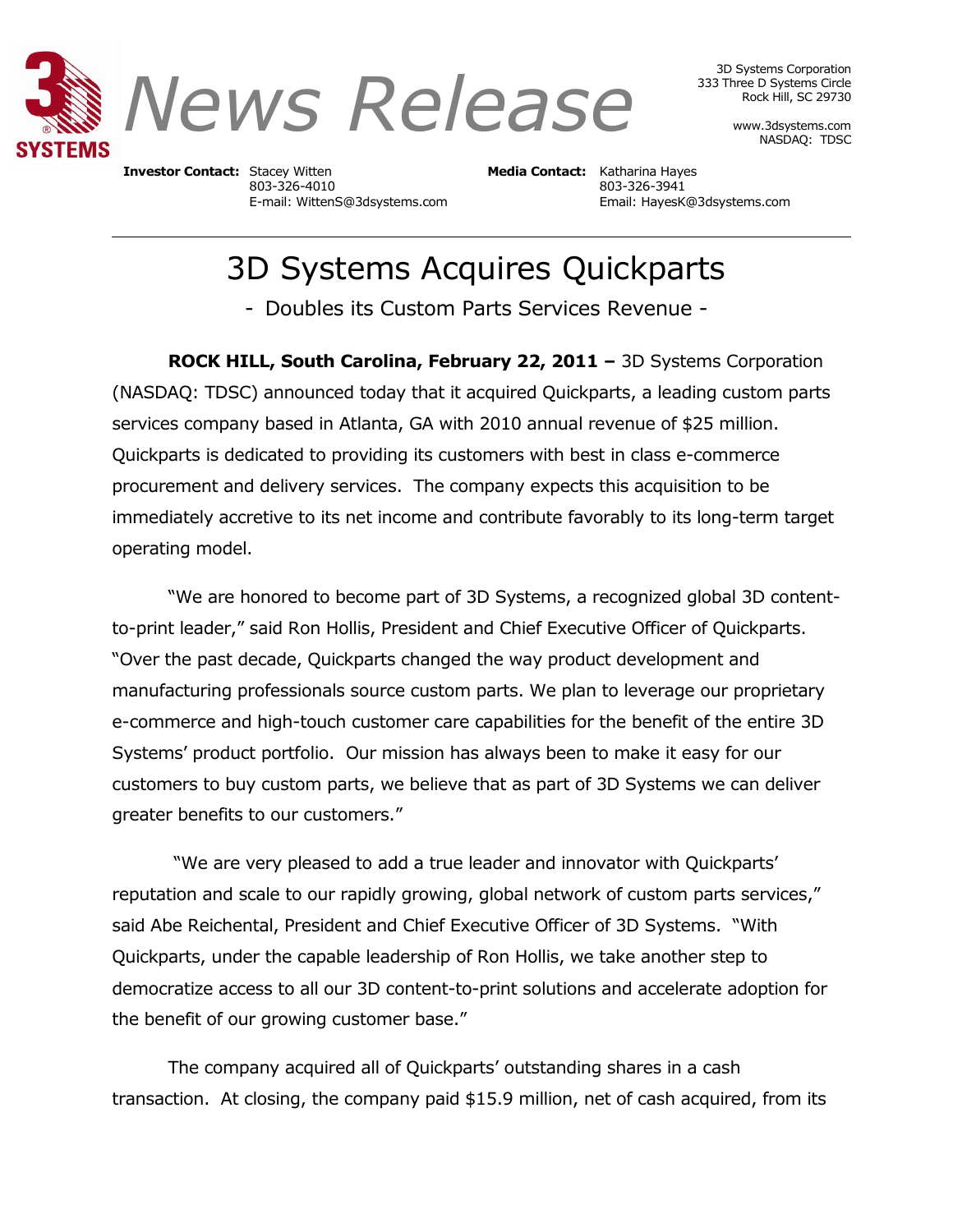# News Release

3D Systems Corporation
333 Three D Systems Circle
Rock Hill, SC 29730

www.3dsystems.com
NASDAQ: TDSC

**Investor Contact:** Stacey Witten
803-326-4010
E-mail: WittenS@3dsystems.com

**Media Contact:** Katharina Hayes
803-326-3941
Email: HayesK@3dsystems.com

---

# 3D Systems Acquires Quickparts

## - Doubles its Custom Parts Services Revenue -

**ROCK HILL, South Carolina, February 22, 2011 –** 3D Systems Corporation (NASDAQ: TDSC) announced today that it acquired Quickparts, a leading custom parts services company based in Atlanta, GA with 2010 annual revenue of $25 million. Quickparts is dedicated to providing its customers with best in class e-commerce procurement and delivery services. The company expects this acquisition to be immediately accretive to its net income and contribute favorably to its long-term target operating model.

"We are honored to become part of 3D Systems, a recognized global 3D content-to-print leader," said Ron Hollis, President and Chief Executive Officer of Quickparts. "Over the past decade, Quickparts changed the way product development and manufacturing professionals source custom parts. We plan to leverage our proprietary e-commerce and high-touch customer care capabilities for the benefit of the entire 3D Systems' product portfolio. Our mission has always been to make it easy for our customers to buy custom parts, we believe that as part of 3D Systems we can deliver greater benefits to our customers."

"We are very pleased to add a true leader and innovator with Quickparts' reputation and scale to our rapidly growing, global network of custom parts services," said Abe Reichental, President and Chief Executive Officer of 3D Systems. "With Quickparts, under the capable leadership of Ron Hollis, we take another step to democratize access to all our 3D content-to-print solutions and accelerate adoption for the benefit of our growing customer base."

The company acquired all of Quickparts' outstanding shares in a cash transaction. At closing, the company paid $15.9 million, net of cash acquired, from its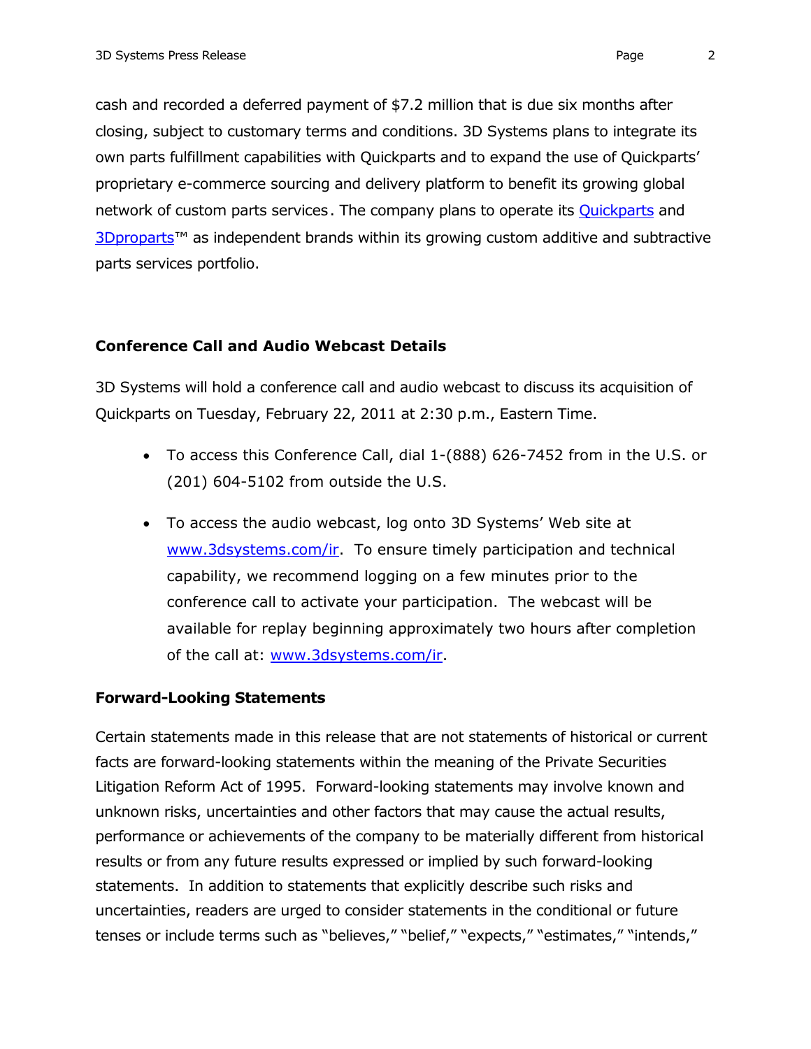cash and recorded a deferred payment of $7.2 million that is due six months after closing, subject to customary terms and conditions. 3D Systems plans to integrate its own parts fulfillment capabilities with Quickparts and to expand the use of Quickparts' proprietary e-commerce sourcing and delivery platform to benefit its growing global network of custom parts services. The company plans to operate its Quickparts and 3Dproparts™ as independent brands within its growing custom additive and subtractive parts services portfolio.

**Conference Call and Audio Webcast Details**

3D Systems will hold a conference call and audio webcast to discuss its acquisition of Quickparts on Tuesday, February 22, 2011 at 2:30 p.m., Eastern Time.

- To access this Conference Call, dial 1-(888) 626-7452 from in the U.S. or (201) 604-5102 from outside the U.S.
- To access the audio webcast, log onto 3D Systems' Web site at www.3dsystems.com/ir. To ensure timely participation and technical capability, we recommend logging on a few minutes prior to the conference call to activate your participation. The webcast will be available for replay beginning approximately two hours after completion of the call at: www.3dsystems.com/ir.

**Forward-Looking Statements**

Certain statements made in this release that are not statements of historical or current facts are forward-looking statements within the meaning of the Private Securities Litigation Reform Act of 1995. Forward-looking statements may involve known and unknown risks, uncertainties and other factors that may cause the actual results, performance or achievements of the company to be materially different from historical results or from any future results expressed or implied by such forward-looking statements. In addition to statements that explicitly describe such risks and uncertainties, readers are urged to consider statements in the conditional or future tenses or include terms such as "believes," "belief," "expects," "estimates," "intends,"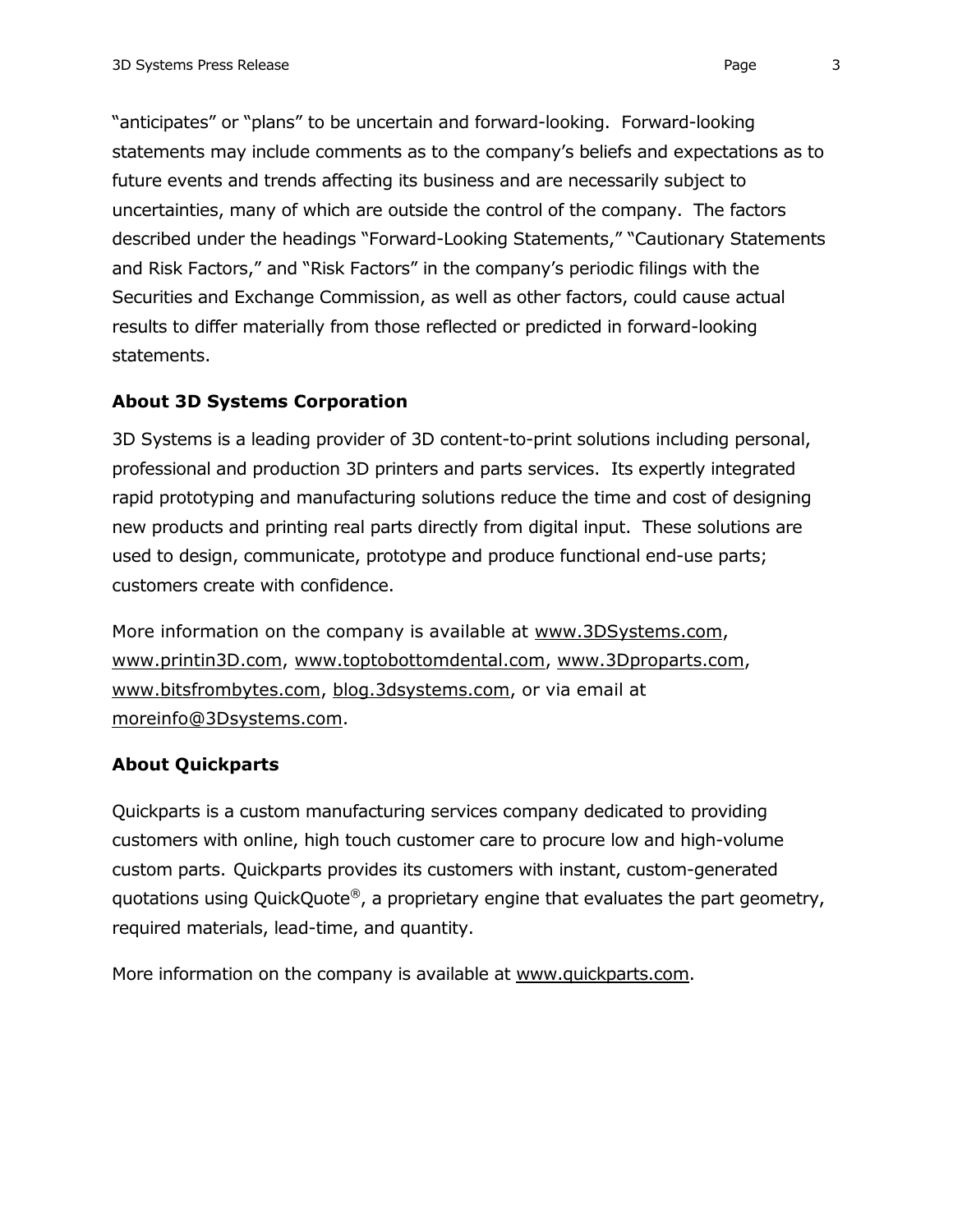"anticipates" or "plans" to be uncertain and forward-looking. Forward-looking statements may include comments as to the company's beliefs and expectations as to future events and trends affecting its business and are necessarily subject to uncertainties, many of which are outside the control of the company. The factors described under the headings "Forward-Looking Statements," "Cautionary Statements and Risk Factors," and "Risk Factors" in the company's periodic filings with the Securities and Exchange Commission, as well as other factors, could cause actual results to differ materially from those reflected or predicted in forward-looking statements.

**About 3D Systems Corporation**

3D Systems is a leading provider of 3D content-to-print solutions including personal, professional and production 3D printers and parts services. Its expertly integrated rapid prototyping and manufacturing solutions reduce the time and cost of designing new products and printing real parts directly from digital input. These solutions are used to design, communicate, prototype and produce functional end-use parts; customers create with confidence.

More information on the company is available at www.3DSystems.com, www.printin3D.com, www.toptobottomdental.com, www.3Dproparts.com, www.bitsfrombytes.com, blog.3dsystems.com, or via email at moreinfo@3Dsystems.com.

**About Quickparts**

Quickparts is a custom manufacturing services company dedicated to providing customers with online, high touch customer care to procure low and high-volume custom parts. Quickparts provides its customers with instant, custom-generated quotations using QuickQuote®, a proprietary engine that evaluates the part geometry, required materials, lead-time, and quantity.

More information on the company is available at www.quickparts.com.